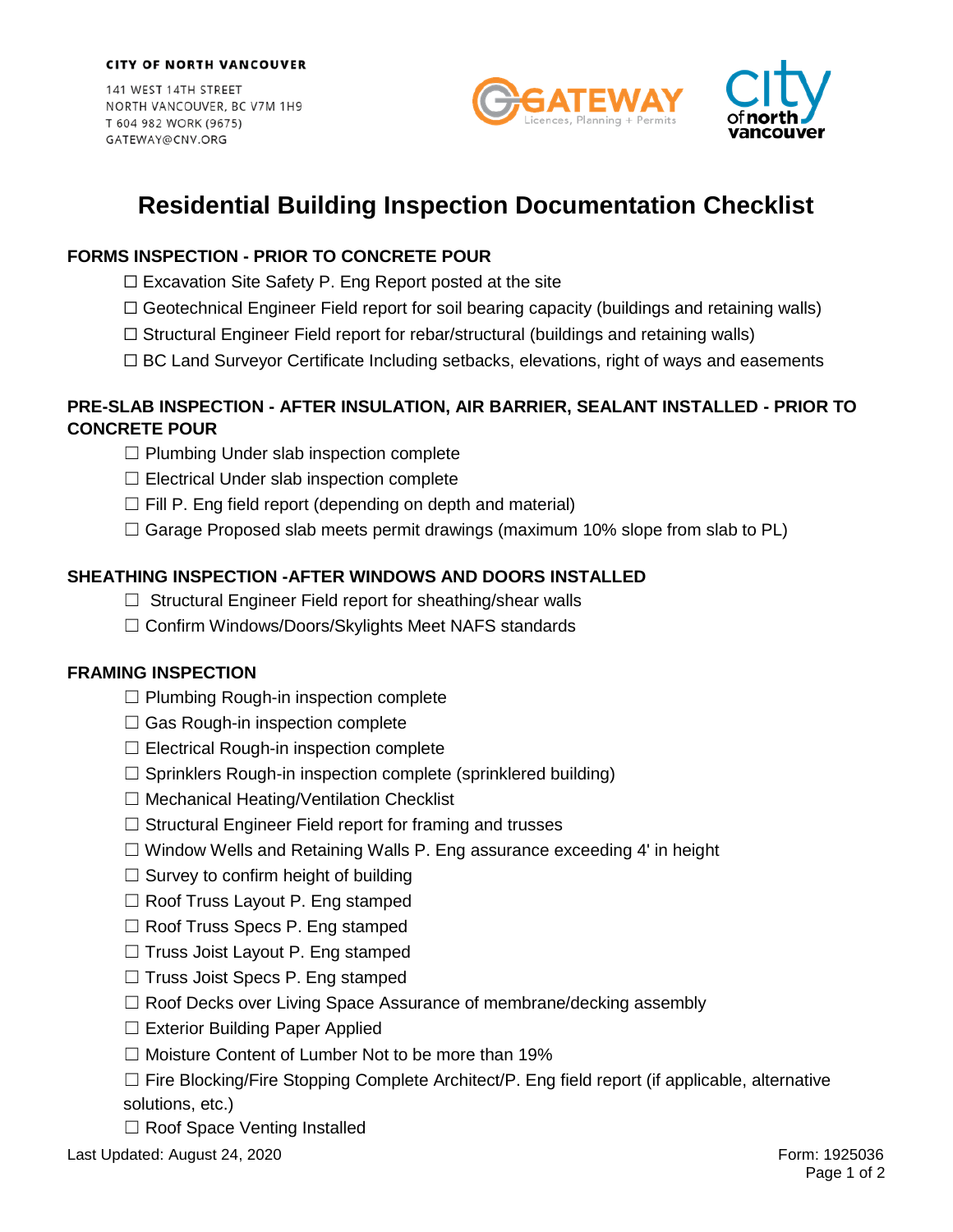**CITY OF NORTH VANCOUVER**

141 WEST 14TH STREET
NORTH VANCOUVER, BC V7M 1H9
T 604 982 WORK (9675)
GATEWAY@CNV.ORG

# Residential Building Inspection Documentation Checklist

### FORMS INSPECTION - PRIOR TO CONCRETE POUR

- ☐ Excavation Site Safety P. Eng Report posted at the site
- ☐ Geotechnical Engineer Field report for soil bearing capacity (buildings and retaining walls)
- ☐ Structural Engineer Field report for rebar/structural (buildings and retaining walls)
- ☐ BC Land Surveyor Certificate Including setbacks, elevations, right of ways and easements

### PRE-SLAB INSPECTION - AFTER INSULATION, AIR BARRIER, SEALANT INSTALLED - PRIOR TO CONCRETE POUR

- ☐ Plumbing Under slab inspection complete
- ☐ Electrical Under slab inspection complete
- ☐ Fill P. Eng field report (depending on depth and material)
- ☐ Garage Proposed slab meets permit drawings (maximum 10% slope from slab to PL)

### SHEATHING INSPECTION -AFTER WINDOWS AND DOORS INSTALLED

- ☐ Structural Engineer Field report for sheathing/shear walls
- ☐ Confirm Windows/Doors/Skylights Meet NAFS standards

### FRAMING INSPECTION

- ☐ Plumbing Rough-in inspection complete
- ☐ Gas Rough-in inspection complete
- ☐ Electrical Rough-in inspection complete
- ☐ Sprinklers Rough-in inspection complete (sprinklered building)
- ☐ Mechanical Heating/Ventilation Checklist
- ☐ Structural Engineer Field report for framing and trusses
- ☐ Window Wells and Retaining Walls P. Eng assurance exceeding 4' in height
- ☐ Survey to confirm height of building
- ☐ Roof Truss Layout P. Eng stamped
- ☐ Roof Truss Specs P. Eng stamped
- ☐ Truss Joist Layout P. Eng stamped
- ☐ Truss Joist Specs P. Eng stamped
- ☐ Roof Decks over Living Space Assurance of membrane/decking assembly
- ☐ Exterior Building Paper Applied
- ☐ Moisture Content of Lumber Not to be more than 19%
- ☐ Fire Blocking/Fire Stopping Complete Architect/P. Eng field report (if applicable, alternative solutions, etc.)
- ☐ Roof Space Venting Installed

Last Updated: August 24, 2020

Form: 1925036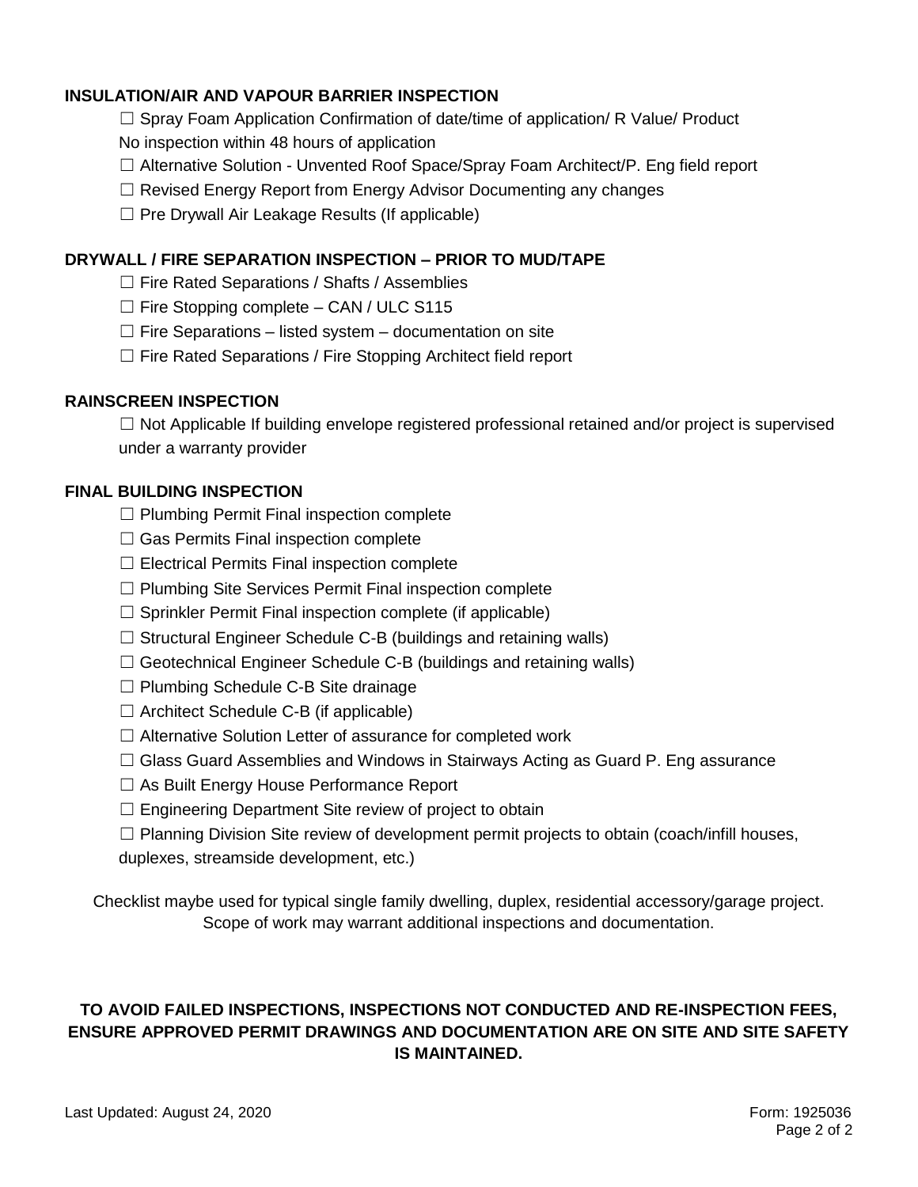## INSULATION/AIR AND VAPOUR BARRIER INSPECTION

- ☐ Spray Foam Application Confirmation of date/time of application/ R Value/ Product
  No inspection within 48 hours of application
- ☐ Alternative Solution - Unvented Roof Space/Spray Foam Architect/P. Eng field report
- ☐ Revised Energy Report from Energy Advisor Documenting any changes
- ☐ Pre Drywall Air Leakage Results (If applicable)

## DRYWALL / FIRE SEPARATION INSPECTION – PRIOR TO MUD/TAPE

- ☐ Fire Rated Separations / Shafts / Assemblies
- ☐ Fire Stopping complete – CAN / ULC S115
- ☐ Fire Separations – listed system – documentation on site
- ☐ Fire Rated Separations / Fire Stopping Architect field report

## RAINSCREEN INSPECTION

- ☐ Not Applicable If building envelope registered professional retained and/or project is supervised under a warranty provider

## FINAL BUILDING INSPECTION

- ☐ Plumbing Permit Final inspection complete
- ☐ Gas Permits Final inspection complete
- ☐ Electrical Permits Final inspection complete
- ☐ Plumbing Site Services Permit Final inspection complete
- ☐ Sprinkler Permit Final inspection complete (if applicable)
- ☐ Structural Engineer Schedule C-B (buildings and retaining walls)
- ☐ Geotechnical Engineer Schedule C-B (buildings and retaining walls)
- ☐ Plumbing Schedule C-B Site drainage
- ☐ Architect Schedule C-B (if applicable)
- ☐ Alternative Solution Letter of assurance for completed work
- ☐ Glass Guard Assemblies and Windows in Stairways Acting as Guard P. Eng assurance
- ☐ As Built Energy House Performance Report
- ☐ Engineering Department Site review of project to obtain
- ☐ Planning Division Site review of development permit projects to obtain (coach/infill houses, duplexes, streamside development, etc.)

Checklist maybe used for typical single family dwelling, duplex, residential accessory/garage project. Scope of work may warrant additional inspections and documentation.

**TO AVOID FAILED INSPECTIONS, INSPECTIONS NOT CONDUCTED AND RE-INSPECTION FEES, ENSURE APPROVED PERMIT DRAWINGS AND DOCUMENTATION ARE ON SITE AND SITE SAFETY IS MAINTAINED.**

Last Updated: August 24, 2020

Form: 1925036